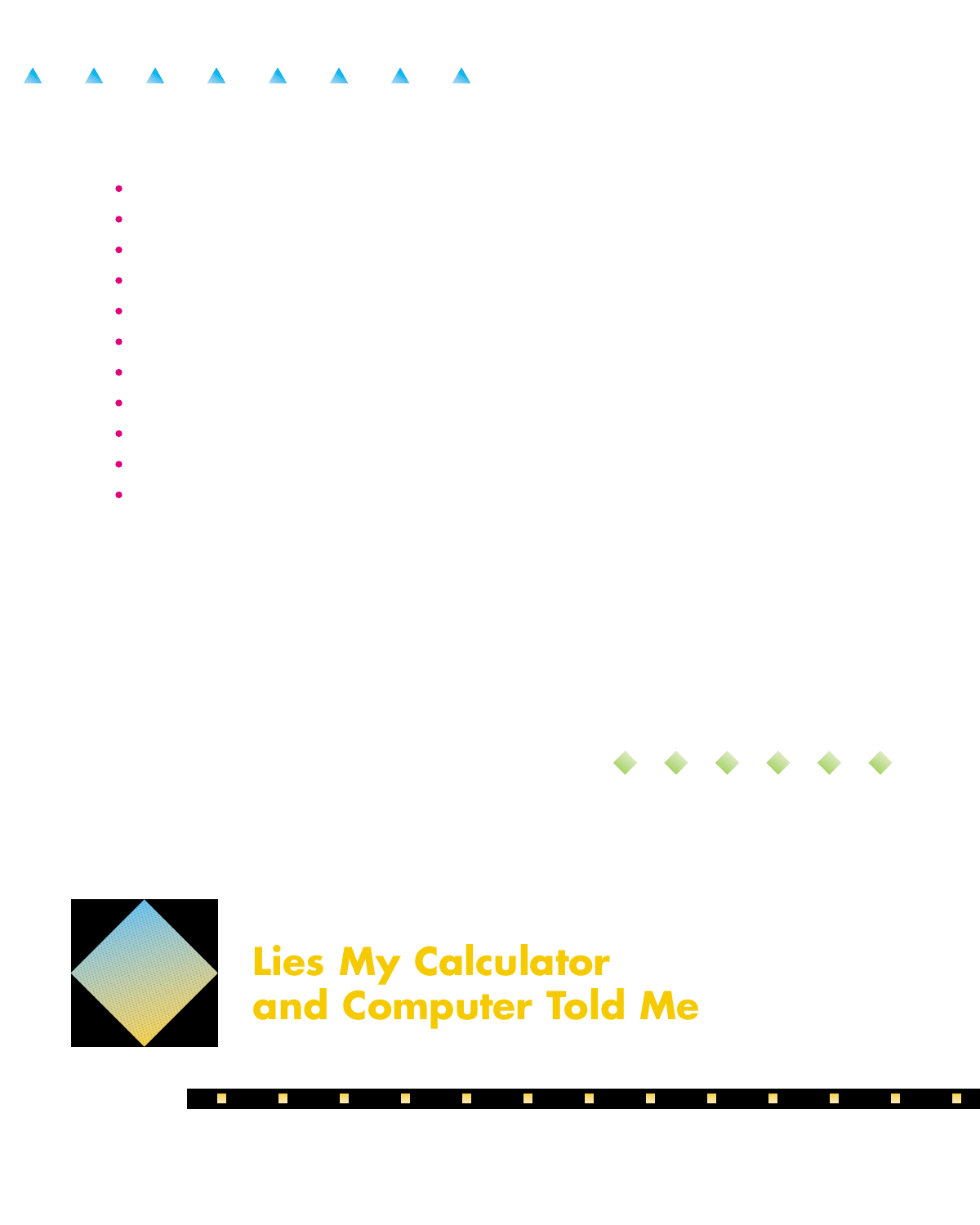# Lies My Calculator and Computer Told Me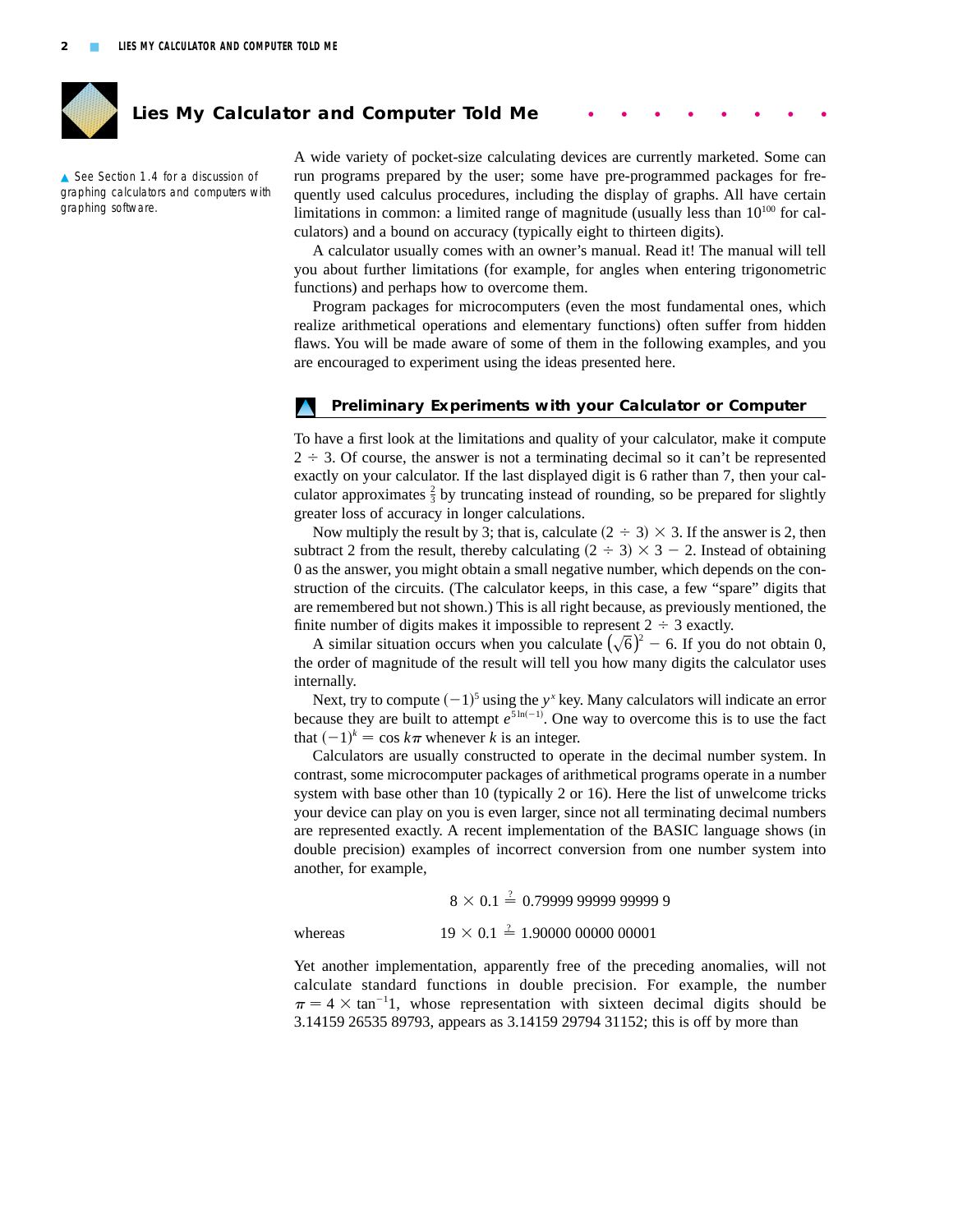# Lies My Calculator and Computer Told Me

▲ See Section 1.4 for a discussion of graphing calculators and computers with graphing software.

A wide variety of pocket-size calculating devices are currently marketed. Some can run programs prepared by the user; some have pre-programmed packages for frequently used calculus procedures, including the display of graphs. All have certain limitations in common: a limited range of magnitude (usually less than $10^{100}$ for calculators) and a bound on accuracy (typically eight to thirteen digits).

A calculator usually comes with an owner's manual. Read it! The manual will tell you about further limitations (for example, for angles when entering trigonometric functions) and perhaps how to overcome them.

Program packages for microcomputers (even the most fundamental ones, which realize arithmetical operations and elementary functions) often suffer from hidden flaws. You will be made aware of some of them in the following examples, and you are encouraged to experiment using the ideas presented here.

## Preliminary Experiments with your Calculator or Computer

To have a first look at the limitations and quality of your calculator, make it compute $2 \div 3$. Of course, the answer is not a terminating decimal so it can't be represented exactly on your calculator. If the last displayed digit is 6 rather than 7, then your calculator approximates $\frac{2}{3}$ by truncating instead of rounding, so be prepared for slightly greater loss of accuracy in longer calculations.

Now multiply the result by 3; that is, calculate $(2 \div 3) \times 3$. If the answer is 2, then subtract 2 from the result, thereby calculating $(2 \div 3) \times 3 - 2$. Instead of obtaining 0 as the answer, you might obtain a small negative number, which depends on the construction of the circuits. (The calculator keeps, in this case, a few "spare" digits that are remembered but not shown.) This is all right because, as previously mentioned, the finite number of digits makes it impossible to represent $2 \div 3$ exactly.

A similar situation occurs when you calculate $(\sqrt{6})^2 - 6$. If you do not obtain 0, the order of magnitude of the result will tell you how many digits the calculator uses internally.

Next, try to compute $(-1)^5$ using the $y^x$ key. Many calculators will indicate an error because they are built to attempt $e^{5\ln(-1)}$. One way to overcome this is to use the fact that $(-1)^k = \cos k\pi$ whenever $k$ is an integer.

Calculators are usually constructed to operate in the decimal number system. In contrast, some microcomputer packages of arithmetical programs operate in a number system with base other than 10 (typically 2 or 16). Here the list of unwelcome tricks your device can play on you is even larger, since not all terminating decimal numbers are represented exactly. A recent implementation of the BASIC language shows (in double precision) examples of incorrect conversion from one number system into another, for example,

$$8 \times 0.1 \stackrel{?}{=} 0.79999\ 99999\ 99999\ 9$$

whereas

$$19 \times 0.1 \stackrel{?}{=} 1.90000\ 00000\ 00001$$

Yet another implementation, apparently free of the preceding anomalies, will not calculate standard functions in double precision. For example, the number $\pi = 4 \times \tan^{-1}1$, whose representation with sixteen decimal digits should be 3.14159 26535 89793, appears as 3.14159 29794 31152; this is off by more than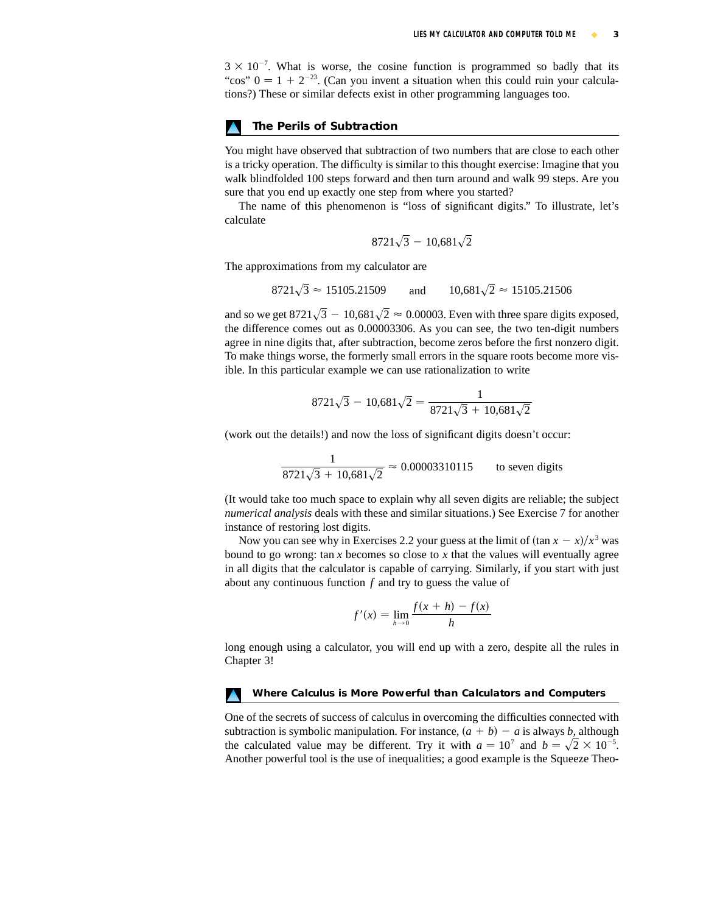$3 \times 10^{-7}$. What is worse, the cosine function is programmed so badly that its "cos" $0 = 1 + 2^{-23}$. (Can you invent a situation when this could ruin your calculations?) These or similar defects exist in other programming languages too.

## The Perils of Subtraction

You might have observed that subtraction of two numbers that are close to each other is a tricky operation. The difficulty is similar to this thought exercise: Imagine that you walk blindfolded 100 steps forward and then turn around and walk 99 steps. Are you sure that you end up exactly one step from where you started?

The name of this phenomenon is "loss of significant digits." To illustrate, let's calculate

$$8721\sqrt{3} - 10{,}681\sqrt{2}$$

The approximations from my calculator are

$$8721\sqrt{3} \approx 15105.21509 \qquad \text{and} \qquad 10{,}681\sqrt{2} \approx 15105.21506$$

and so we get $8721\sqrt{3} - 10{,}681\sqrt{2} \approx 0.00003$. Even with three spare digits exposed, the difference comes out as 0.00003306. As you can see, the two ten-digit numbers agree in nine digits that, after subtraction, become zeros before the first nonzero digit. To make things worse, the formerly small errors in the square roots become more visible. In this particular example we can use rationalization to write

$$8721\sqrt{3} - 10{,}681\sqrt{2} = \frac{1}{8721\sqrt{3} + 10{,}681\sqrt{2}}$$

(work out the details!) and now the loss of significant digits doesn't occur:

$$\frac{1}{8721\sqrt{3} + 10{,}681\sqrt{2}} \approx 0.00003310115 \qquad \text{to seven digits}$$

(It would take too much space to explain why all seven digits are reliable; the subject *numerical analysis* deals with these and similar situations.) See Exercise 7 for another instance of restoring lost digits.

Now you can see why in Exercises 2.2 your guess at the limit of $(\tan x - x)/x^3$ was bound to go wrong: $\tan x$ becomes so close to $x$ that the values will eventually agree in all digits that the calculator is capable of carrying. Similarly, if you start with just about any continuous function $f$ and try to guess the value of

$$f'(x) = \lim_{h \to 0} \frac{f(x + h) - f(x)}{h}$$

long enough using a calculator, you will end up with a zero, despite all the rules in Chapter 3!

## Where Calculus is More Powerful than Calculators and Computers

One of the secrets of success of calculus in overcoming the difficulties connected with subtraction is symbolic manipulation. For instance, $(a + b) - a$ is always $b$, although the calculated value may be different. Try it with $a = 10^7$ and $b = \sqrt{2} \times 10^{-5}$. Another powerful tool is the use of inequalities; a good example is the Squeeze Theo-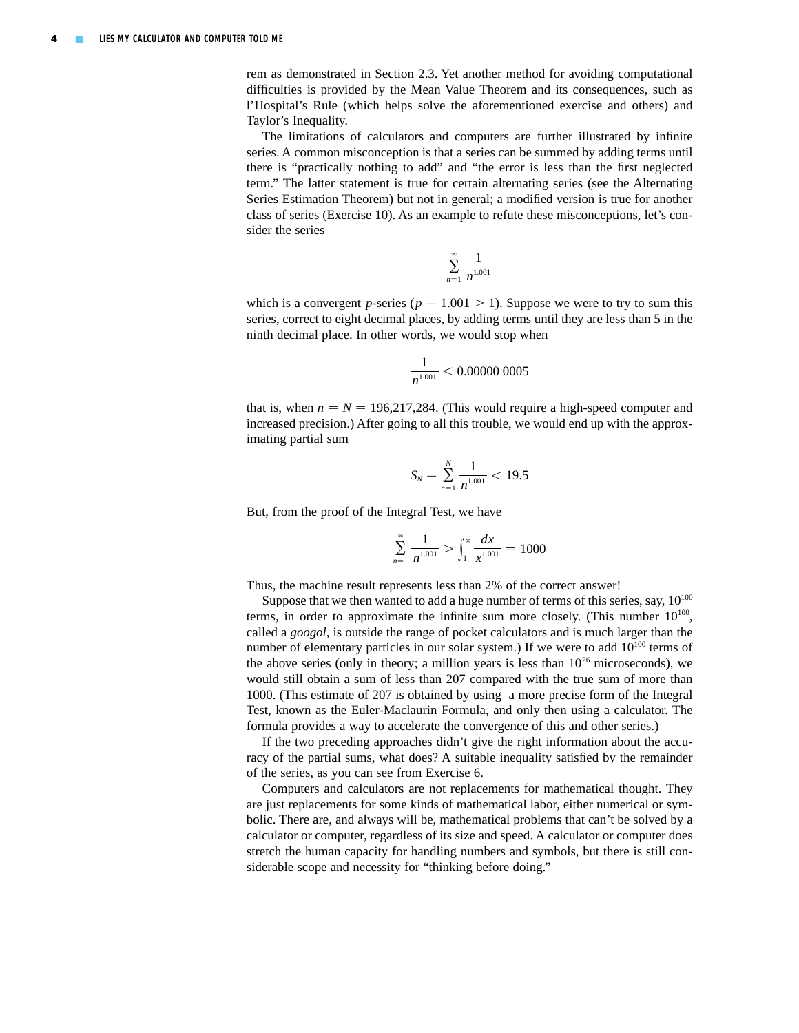rem as demonstrated in Section 2.3. Yet another method for avoiding computational difficulties is provided by the Mean Value Theorem and its consequences, such as l'Hospital's Rule (which helps solve the aforementioned exercise and others) and Taylor's Inequality.

The limitations of calculators and computers are further illustrated by infinite series. A common misconception is that a series can be summed by adding terms until there is "practically nothing to add" and "the error is less than the first neglected term." The latter statement is true for certain alternating series (see the Alternating Series Estimation Theorem) but not in general; a modified version is true for another class of series (Exercise 10). As an example to refute these misconceptions, let's consider the series

$$\sum_{n=1}^{\infty} \frac{1}{n^{1.001}}$$

which is a convergent $p$-series ($p = 1.001 > 1$). Suppose we were to try to sum this series, correct to eight decimal places, by adding terms until they are less than 5 in the ninth decimal place. In other words, we would stop when

$$\frac{1}{n^{1.001}} < 0.00000\,0005$$

that is, when $n = N = 196{,}217{,}284$. (This would require a high-speed computer and increased precision.) After going to all this trouble, we would end up with the approximating partial sum

$$S_N = \sum_{n=1}^{N} \frac{1}{n^{1.001}} < 19.5$$

But, from the proof of the Integral Test, we have

$$\sum_{n=1}^{\infty} \frac{1}{n^{1.001}} > \int_1^{\infty} \frac{dx}{x^{1.001}} = 1000$$

Thus, the machine result represents less than 2% of the correct answer!

Suppose that we then wanted to add a huge number of terms of this series, say, $10^{100}$ terms, in order to approximate the infinite sum more closely. (This number $10^{100}$, called a *googol*, is outside the range of pocket calculators and is much larger than the number of elementary particles in our solar system.) If we were to add $10^{100}$ terms of the above series (only in theory; a million years is less than $10^{26}$ microseconds), we would still obtain a sum of less than 207 compared with the true sum of more than 1000. (This estimate of 207 is obtained by using a more precise form of the Integral Test, known as the Euler-Maclaurin Formula, and only then using a calculator. The formula provides a way to accelerate the convergence of this and other series.)

If the two preceding approaches didn't give the right information about the accuracy of the partial sums, what does? A suitable inequality satisfied by the remainder of the series, as you can see from Exercise 6.

Computers and calculators are not replacements for mathematical thought. They are just replacements for some kinds of mathematical labor, either numerical or symbolic. There are, and always will be, mathematical problems that can't be solved by a calculator or computer, regardless of its size and speed. A calculator or computer does stretch the human capacity for handling numbers and symbols, but there is still considerable scope and necessity for "thinking before doing."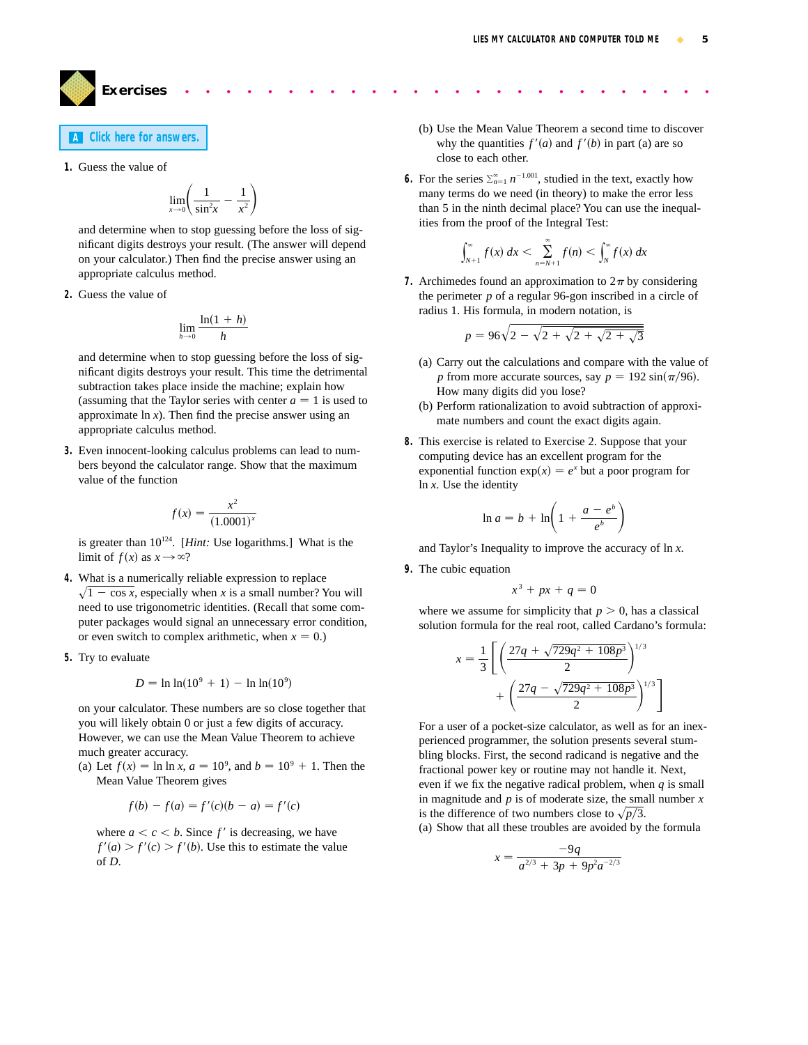## Exercises

A Click here for answers.

1. Guess the value of

$$\lim_{x \to 0} \left( \frac{1}{\sin^2 x} - \frac{1}{x^2} \right)$$

and determine when to stop guessing before the loss of significant digits destroys your result. (The answer will depend on your calculator.) Then find the precise answer using an appropriate calculus method.

2. Guess the value of

$$\lim_{h \to 0} \frac{\ln(1 + h)}{h}$$

and determine when to stop guessing before the loss of significant digits destroys your result. This time the detrimental subtraction takes place inside the machine; explain how (assuming that the Taylor series with center $a = 1$ is used to approximate $\ln x$). Then find the precise answer using an appropriate calculus method.

3. Even innocent-looking calculus problems can lead to numbers beyond the calculator range. Show that the maximum value of the function

$$f(x) = \frac{x^2}{(1.0001)^x}$$

is greater than $10^{124}$. [*Hint:* Use logarithms.] What is the limit of $f(x)$ as $x \to \infty$?

4. What is a numerically reliable expression to replace $\sqrt{1 - \cos x}$, especially when $x$ is a small number? You will need to use trigonometric identities. (Recall that some computer packages would signal an unnecessary error condition, or even switch to complex arithmetic, when $x = 0$.)

5. Try to evaluate

$$D = \ln \ln(10^9 + 1) - \ln \ln(10^9)$$

on your calculator. These numbers are so close together that you will likely obtain 0 or just a few digits of accuracy. However, we can use the Mean Value Theorem to achieve much greater accuracy.

(a) Let $f(x) = \ln \ln x$, $a = 10^9$, and $b = 10^9 + 1$. Then the Mean Value Theorem gives

$$f(b) - f(a) = f'(c)(b - a) = f'(c)$$

where $a < c < b$. Since $f'$ is decreasing, we have $f'(a) > f'(c) > f'(b)$. Use this to estimate the value of $D$.

(b) Use the Mean Value Theorem a second time to discover why the quantities $f'(a)$ and $f'(b)$ in part (a) are so close to each other.

6. For the series $\sum_{n=1}^{\infty} n^{-1.001}$, studied in the text, exactly how many terms do we need (in theory) to make the error less than 5 in the ninth decimal place? You can use the inequalities from the proof of the Integral Test:

$$\int_{N+1}^{\infty} f(x)\,dx < \sum_{n=N+1}^{\infty} f(n) < \int_{N}^{\infty} f(x)\,dx$$

7. Archimedes found an approximation to $2\pi$ by considering the perimeter $p$ of a regular 96-gon inscribed in a circle of radius 1. His formula, in modern notation, is

$$p = 96\sqrt{2 - \sqrt{2 + \sqrt{2 + \sqrt{2 + \sqrt{3}}}}}$$

(a) Carry out the calculations and compare with the value of $p$ from more accurate sources, say $p = 192 \sin(\pi/96)$. How many digits did you lose?

(b) Perform rationalization to avoid subtraction of approximate numbers and count the exact digits again.

8. This exercise is related to Exercise 2. Suppose that your computing device has an excellent program for the exponential function $\exp(x) = e^x$ but a poor program for $\ln x$. Use the identity

$$\ln a = b + \ln\left(1 + \frac{a - e^b}{e^b}\right)$$

and Taylor's Inequality to improve the accuracy of $\ln x$.

9. The cubic equation

$$x^3 + px + q = 0$$

where we assume for simplicity that $p > 0$, has a classical solution formula for the real root, called Cardano's formula:

$$x = \frac{1}{3}\left[\left(\frac{27q + \sqrt{729q^2 + 108p^3}}{2}\right)^{1/3} + \left(\frac{27q - \sqrt{729q^2 + 108p^3}}{2}\right)^{1/3}\right]$$

For a user of a pocket-size calculator, as well as for an inexperienced programmer, the solution presents several stumbling blocks. First, the second radicand is negative and the fractional power key or routine may not handle it. Next, even if we fix the negative radical problem, when $q$ is small in magnitude and $p$ is of moderate size, the small number $x$ is the difference of two numbers close to $\sqrt{p/3}$.

(a) Show that all these troubles are avoided by the formula

$$x = \frac{-9q}{a^{2/3} + 3p + 9p^2 a^{-2/3}}$$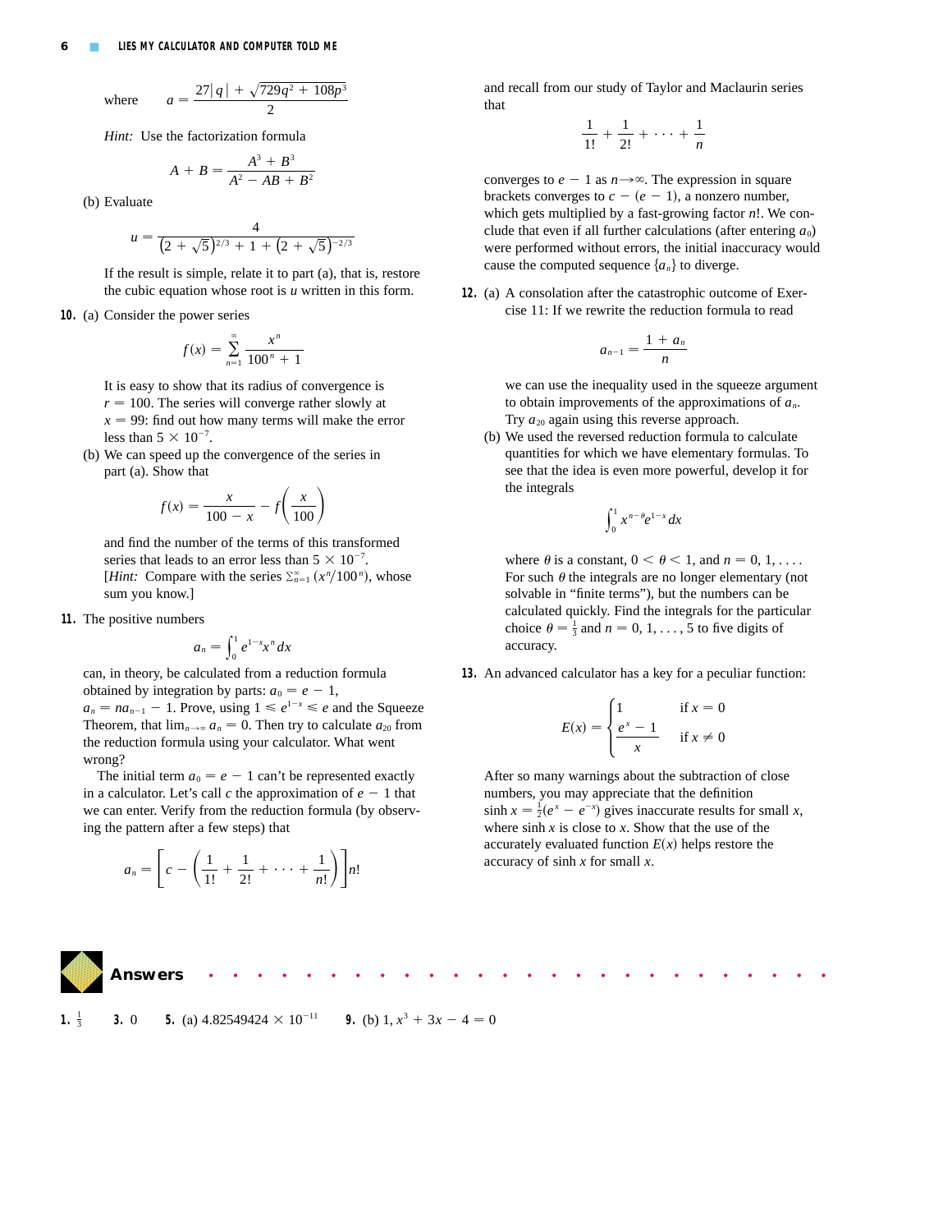where $\quad a = \dfrac{27|q| + \sqrt{729q^2 + 108p^3}}{2}$

*Hint:* Use the factorization formula

$$A + B = \frac{A^3 + B^3}{A^2 - AB + B^2}$$

(b) Evaluate

$$u = \frac{4}{(2 + \sqrt{5})^{2/3} + 1 + (2 + \sqrt{5})^{-2/3}}$$

If the result is simple, relate it to part (a), that is, restore the cubic equation whose root is $u$ written in this form.

**10.** (a) Consider the power series

$$f(x) = \sum_{n=1}^{\infty} \frac{x^n}{100^n + 1}$$

It is easy to show that its radius of convergence is $r = 100$. The series will converge rather slowly at $x = 99$: find out how many terms will make the error less than $5 \times 10^{-7}$.

(b) We can speed up the convergence of the series in part (a). Show that

$$f(x) = \frac{x}{100 - x} - f\left(\frac{x}{100}\right)$$

and find the number of the terms of this transformed series that leads to an error less than $5 \times 10^{-7}$. [*Hint:* Compare with the series $\sum_{n=1}^{\infty} (x^n/100^n)$, whose sum you know.]

**11.** The positive numbers

$$a_n = \int_0^1 e^{1-x} x^n \, dx$$

can, in theory, be calculated from a reduction formula obtained by integration by parts: $a_0 = e - 1$, $a_n = na_{n-1} - 1$. Prove, using $1 \leqslant e^{1-x} \leqslant e$ and the Squeeze Theorem, that $\lim_{n\to\infty} a_n = 0$. Then try to calculate $a_{20}$ from the reduction formula using your calculator. What went wrong?

The initial term $a_0 = e - 1$ can't be represented exactly in a calculator. Let's call $c$ the approximation of $e - 1$ that we can enter. Verify from the reduction formula (by observing the pattern after a few steps) that

$$a_n = \left[c - \left(\frac{1}{1!} + \frac{1}{2!} + \cdots + \frac{1}{n!}\right)\right] n!$$

and recall from our study of Taylor and Maclaurin series that

$$\frac{1}{1!} + \frac{1}{2!} + \cdots + \frac{1}{n}$$

converges to $e - 1$ as $n \to \infty$. The expression in square brackets converges to $c - (e - 1)$, a nonzero number, which gets multiplied by a fast-growing factor $n!$. We conclude that even if all further calculations (after entering $a_0$) were performed without errors, the initial inaccuracy would cause the computed sequence $\{a_n\}$ to diverge.

**12.** (a) A consolation after the catastrophic outcome of Exercise 11: If we rewrite the reduction formula to read

$$a_{n-1} = \frac{1 + a_n}{n}$$

we can use the inequality used in the squeeze argument to obtain improvements of the approximations of $a_n$. Try $a_{20}$ again using this reverse approach.

(b) We used the reversed reduction formula to calculate quantities for which we have elementary formulas. To see that the idea is even more powerful, develop it for the integrals

$$\int_0^1 x^{n-\theta} e^{1-x} \, dx$$

where $\theta$ is a constant, $0 < \theta < 1$, and $n = 0, 1, \ldots$. For such $\theta$ the integrals are no longer elementary (not solvable in "finite terms"), but the numbers can be calculated quickly. Find the integrals for the particular choice $\theta = \frac{1}{3}$ and $n = 0, 1, \ldots, 5$ to five digits of accuracy.

**13.** An advanced calculator has a key for a peculiar function:

$$E(x) = \begin{cases} 1 & \text{if } x = 0 \\ \dfrac{e^x - 1}{x} & \text{if } x \neq 0 \end{cases}$$

After so many warnings about the subtraction of close numbers, you may appreciate that the definition $\sinh x = \frac{1}{2}(e^x - e^{-x})$ gives inaccurate results for small $x$, where $\sinh x$ is close to $x$. Show that the use of the accurately evaluated function $E(x)$ helps restore the accuracy of $\sinh x$ for small $x$.

## Answers

**1.** $\frac{1}{3}$ **3.** 0 **5.** (a) $4.82549424 \times 10^{-11}$ **9.** (b) 1, $x^3 + 3x - 4 = 0$